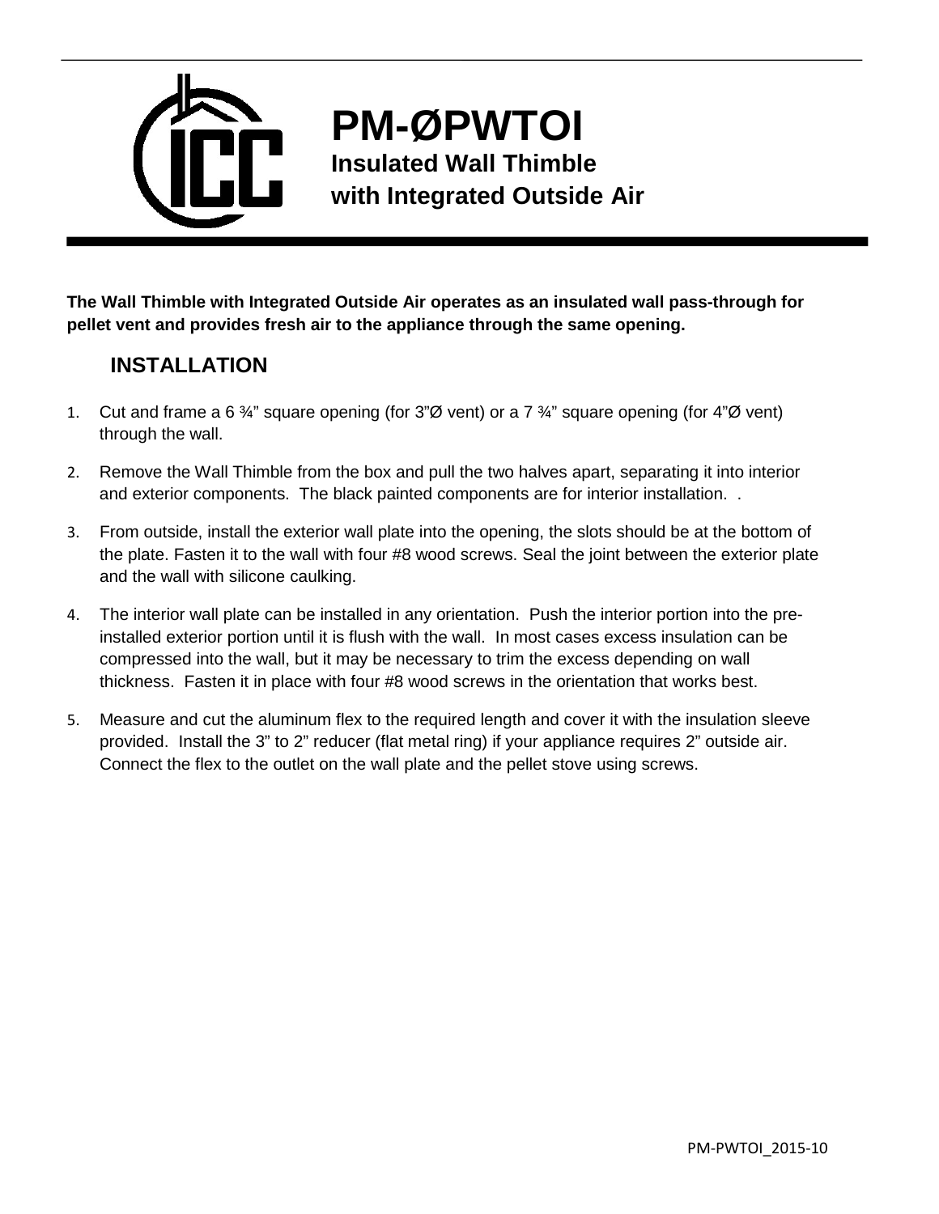# PM-ØPWTOI

## Insulated Wall Thimble with Integrated Outside Air

**The Wall Thimble with Integrated Outside Air operates as an insulated wall pass-through for pellet vent and provides fresh air to the appliance through the same opening.**

## INSTALLATION

1. Cut and frame a 6 ¾" square opening (for 3"Ø vent) or a 7 ¾" square opening (for 4"Ø vent) through the wall.
2. Remove the Wall Thimble from the box and pull the two halves apart, separating it into interior and exterior components. The black painted components are for interior installation. .
3. From outside, install the exterior wall plate into the opening, the slots should be at the bottom of the plate. Fasten it to the wall with four #8 wood screws. Seal the joint between the exterior plate and the wall with silicone caulking.
4. The interior wall plate can be installed in any orientation. Push the interior portion into the pre-installed exterior portion until it is flush with the wall. In most cases excess insulation can be compressed into the wall, but it may be necessary to trim the excess depending on wall thickness. Fasten it in place with four #8 wood screws in the orientation that works best.
5. Measure and cut the aluminum flex to the required length and cover it with the insulation sleeve provided. Install the 3" to 2" reducer (flat metal ring) if your appliance requires 2" outside air. Connect the flex to the outlet on the wall plate and the pellet stove using screws.

PM-PWTOI_2015-10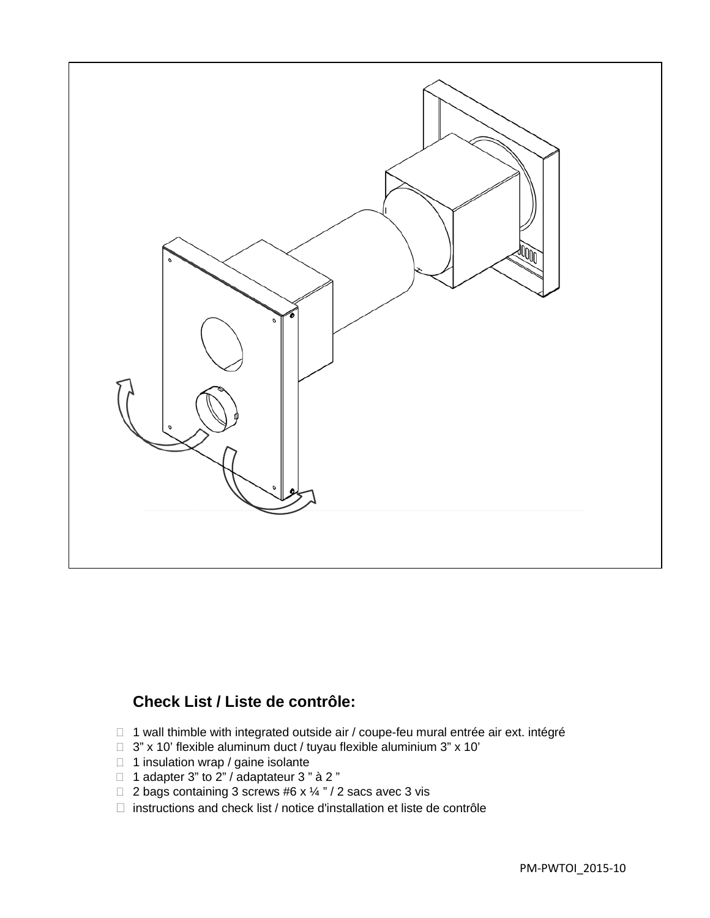## Check List / Liste de contrôle:

- 1 wall thimble with integrated outside air / coupe-feu mural entrée air ext. intégré
- 3” x 10’ flexible aluminum duct / tuyau flexible aluminium 3” x 10’
- 1 insulation wrap / gaine isolante
- 1 adapter 3” to 2” / adaptateur 3 ” à 2 ”
- 2 bags containing 3 screws #6 x ¼ ” / 2 sacs avec 3 vis
- instructions and check list / notice d'installation et liste de contrôle

PM-PWTOI_2015-10